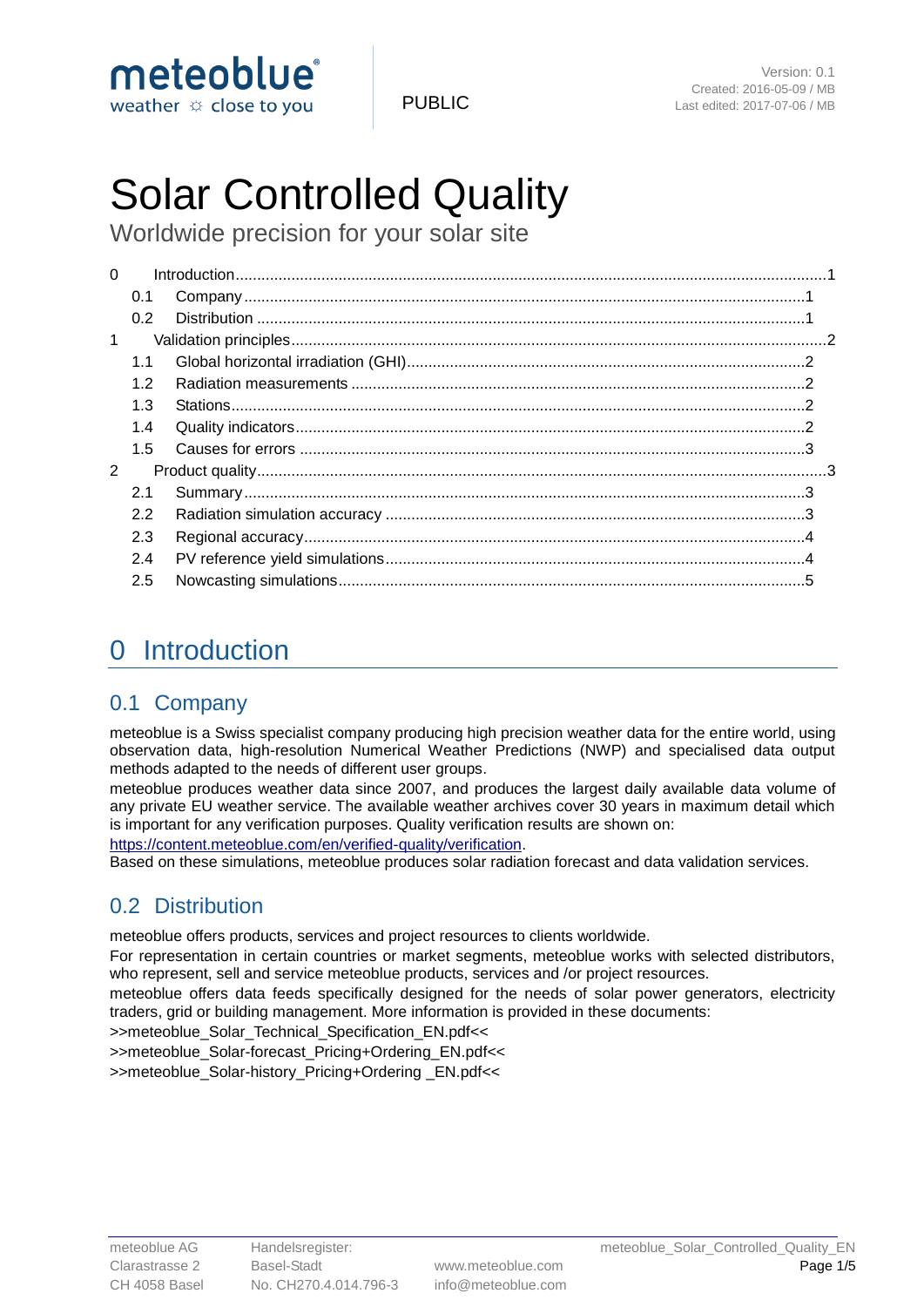meteoblue
weather ☼ close to you

PUBLIC

Version: 0.1
Created: 2016-05-09 / MB
Last edited: 2017-07-06 / MB

# Solar Controlled Quality

Worldwide precision for your solar site

0 Introduction ....... 1
  0.1 Company ....... 1
  0.2 Distribution ....... 1
1 Validation principles ....... 2
  1.1 Global horizontal irradiation (GHI) ....... 2
  1.2 Radiation measurements ....... 2
  1.3 Stations ....... 2
  1.4 Quality indicators ....... 2
  1.5 Causes for errors ....... 3
2 Product quality ....... 3
  2.1 Summary ....... 3
  2.2 Radiation simulation accuracy ....... 3
  2.3 Regional accuracy ....... 4
  2.4 PV reference yield simulations ....... 4
  2.5 Nowcasting simulations ....... 5

## 0 Introduction

### 0.1 Company

meteoblue is a Swiss specialist company producing high precision weather data for the entire world, using observation data, high-resolution Numerical Weather Predictions (NWP) and specialised data output methods adapted to the needs of different user groups.
meteoblue produces weather data since 2007, and produces the largest daily available data volume of any private EU weather service. The available weather archives cover 30 years in maximum detail which is important for any verification purposes. Quality verification results are shown on:
https://content.meteoblue.com/en/verified-quality/verification.
Based on these simulations, meteoblue produces solar radiation forecast and data validation services.

### 0.2 Distribution

meteoblue offers products, services and project resources to clients worldwide.
For representation in certain countries or market segments, meteoblue works with selected distributors, who represent, sell and service meteoblue products, services and /or project resources.
meteoblue offers data feeds specifically designed for the needs of solar power generators, electricity traders, grid or building management. More information is provided in these documents:
>>meteoblue_Solar_Technical_Specification_EN.pdf<<
>>meteoblue_Solar-forecast_Pricing+Ordering_EN.pdf<<
>>meteoblue_Solar-history_Pricing+Ordering _EN.pdf<<

meteoblue AG
Clarastrasse 2
CH 4058 Basel

Handelsregister:
Basel-Stadt
No. CH270.4.014.796-3

www.meteoblue.com
info@meteoblue.com

meteoblue_Solar_Controlled_Quality_EN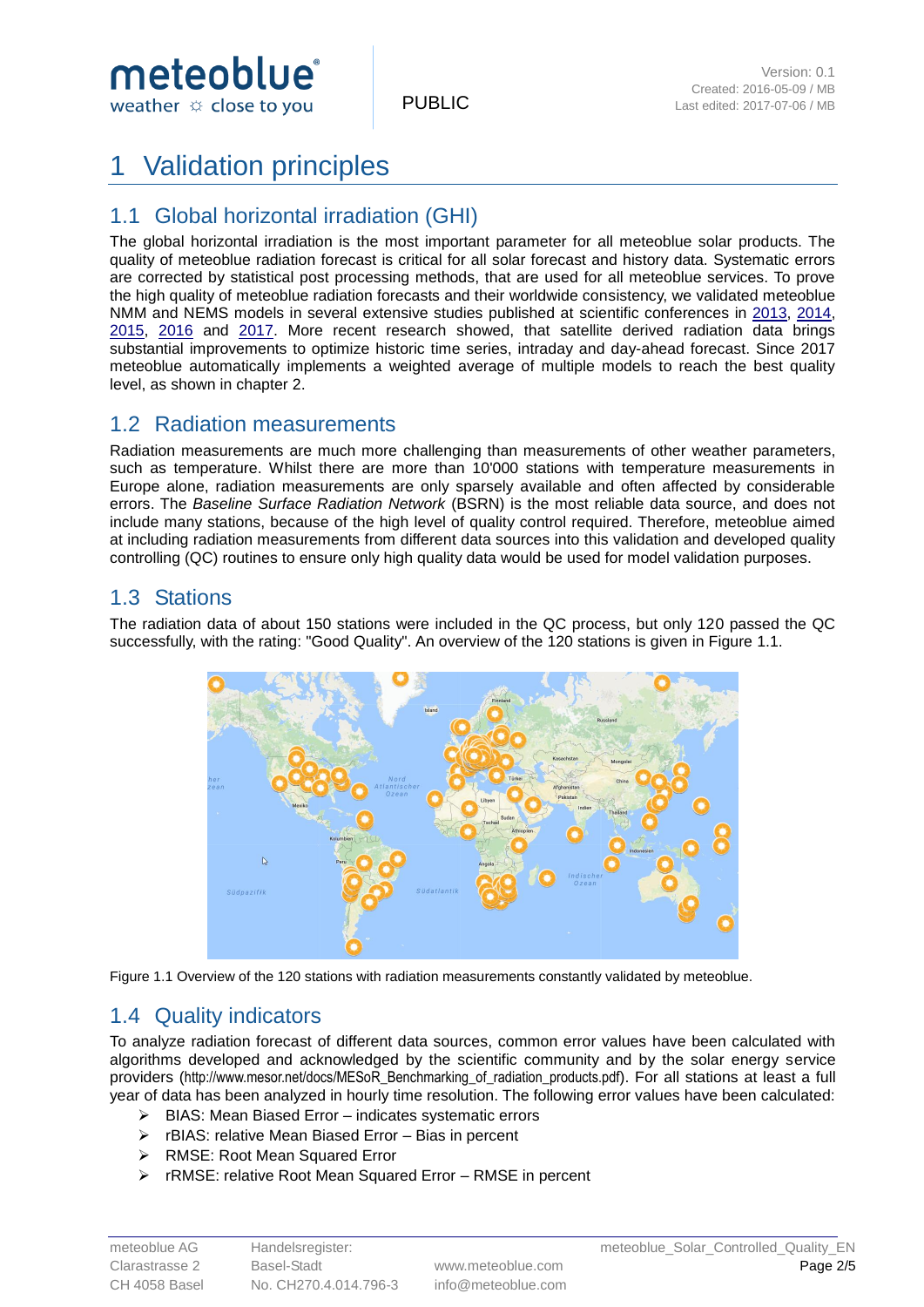# 1 Validation principles

## 1.1 Global horizontal irradiation (GHI)

The global horizontal irradiation is the most important parameter for all meteoblue solar products. The quality of meteoblue radiation forecast is critical for all solar forecast and history data. Systematic errors are corrected by statistical post processing methods, that are used for all meteoblue services. To prove the high quality of meteoblue radiation forecasts and their worldwide consistency, we validated meteoblue NMM and NEMS models in several extensive studies published at scientific conferences in 2013, 2014, 2015, 2016 and 2017. More recent research showed, that satellite derived radiation data brings substantial improvements to optimize historic time series, intraday and day-ahead forecast. Since 2017 meteoblue automatically implements a weighted average of multiple models to reach the best quality level, as shown in chapter 2.

## 1.2 Radiation measurements

Radiation measurements are much more challenging than measurements of other weather parameters, such as temperature. Whilst there are more than 10'000 stations with temperature measurements in Europe alone, radiation measurements are only sparsely available and often affected by considerable errors. The *Baseline Surface Radiation Network* (BSRN) is the most reliable data source, and does not include many stations, because of the high level of quality control required. Therefore, meteoblue aimed at including radiation measurements from different data sources into this validation and developed quality controlling (QC) routines to ensure only high quality data would be used for model validation purposes.

## 1.3 Stations

The radiation data of about 150 stations were included in the QC process, but only 120 passed the QC successfully, with the rating: "Good Quality". An overview of the 120 stations is given in Figure 1.1.

Figure 1.1 Overview of the 120 stations with radiation measurements constantly validated by meteoblue.

## 1.4 Quality indicators

To analyze radiation forecast of different data sources, common error values have been calculated with algorithms developed and acknowledged by the scientific community and by the solar energy service providers (http://www.mesor.net/docs/MESoR_Benchmarking_of_radiation_products.pdf). For all stations at least a full year of data has been analyzed in hourly time resolution. The following error values have been calculated:

- BIAS: Mean Biased Error – indicates systematic errors
- rBIAS: relative Mean Biased Error – Bias in percent
- RMSE: Root Mean Squared Error
- rRMSE: relative Root Mean Squared Error – RMSE in percent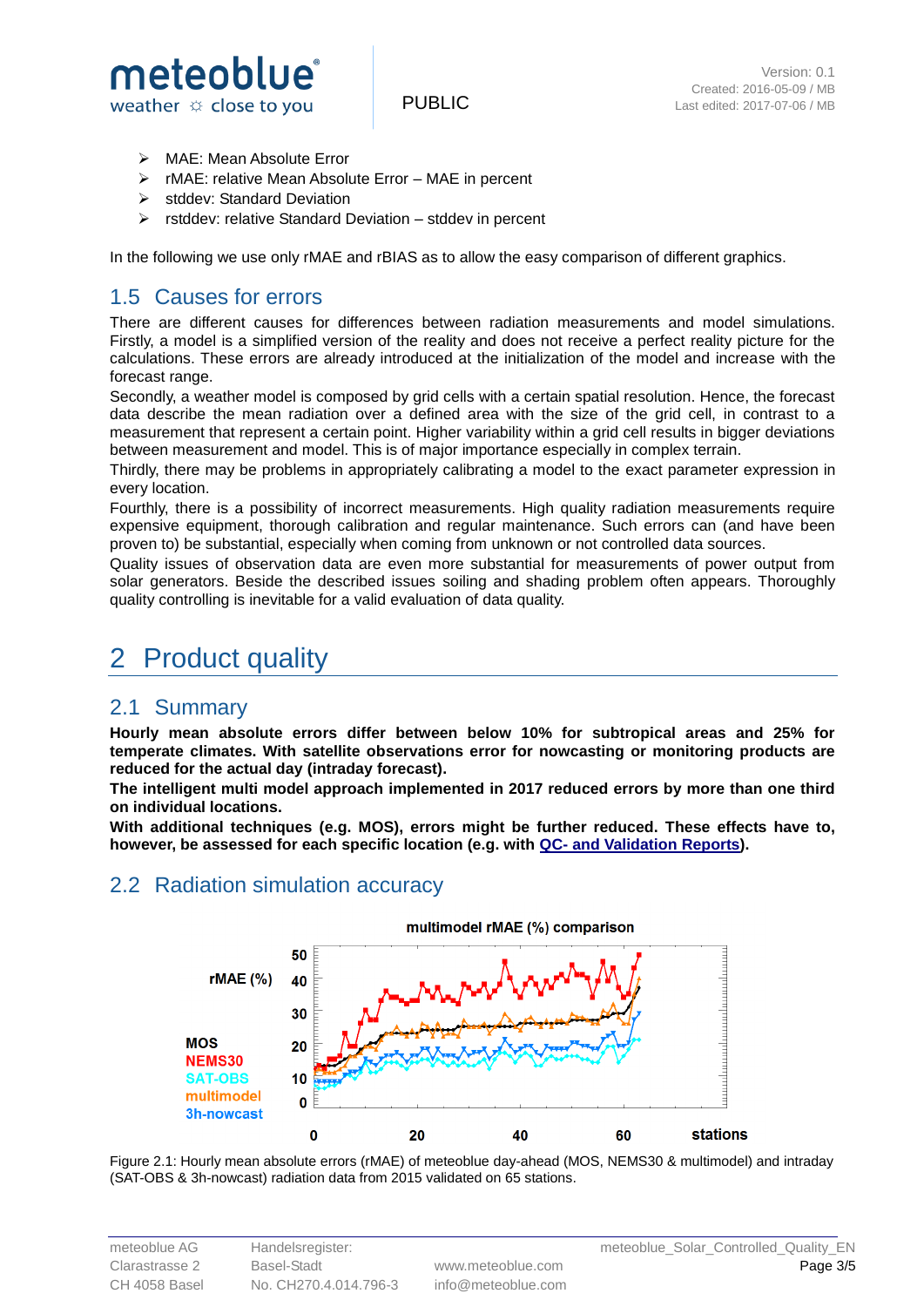- MAE: Mean Absolute Error
- rMAE: relative Mean Absolute Error – MAE in percent
- stddev: Standard Deviation
- rstddev: relative Standard Deviation – stddev in percent

In the following we use only rMAE and rBIAS as to allow the easy comparison of different graphics.

## 1.5 Causes for errors

There are different causes for differences between radiation measurements and model simulations. Firstly, a model is a simplified version of the reality and does not receive a perfect reality picture for the calculations. These errors are already introduced at the initialization of the model and increase with the forecast range.

Secondly, a weather model is composed by grid cells with a certain spatial resolution. Hence, the forecast data describe the mean radiation over a defined area with the size of the grid cell, in contrast to a measurement that represent a certain point. Higher variability within a grid cell results in bigger deviations between measurement and model. This is of major importance especially in complex terrain.

Thirdly, there may be problems in appropriately calibrating a model to the exact parameter expression in every location.

Fourthly, there is a possibility of incorrect measurements. High quality radiation measurements require expensive equipment, thorough calibration and regular maintenance. Such errors can (and have been proven to) be substantial, especially when coming from unknown or not controlled data sources.

Quality issues of observation data are even more substantial for measurements of power output from solar generators. Beside the described issues soiling and shading problem often appears. Thoroughly quality controlling is inevitable for a valid evaluation of data quality.

# 2 Product quality

## 2.1 Summary

**Hourly mean absolute errors differ between below 10% for subtropical areas and 25% for temperate climates. With satellite observations error for nowcasting or monitoring products are reduced for the actual day (intraday forecast).**

**The intelligent multi model approach implemented in 2017 reduced errors by more than one third on individual locations.**

**With additional techniques (e.g. MOS), errors might be further reduced. These effects have to, however, be assessed for each specific location (e.g. with QC- and Validation Reports).**

## 2.2 Radiation simulation accuracy

multimodel rMAE (%) comparison

rMAE (%)

50
40
30
20
10
0

MOS
NEMS30
SAT-OBS
multimodel
3h-nowcast

0
20
40
60
stations

Figure 2.1: Hourly mean absolute errors (rMAE) of meteoblue day-ahead (MOS, NEMS30 & multimodel) and intraday (SAT-OBS & 3h-nowcast) radiation data from 2015 validated on 65 stations.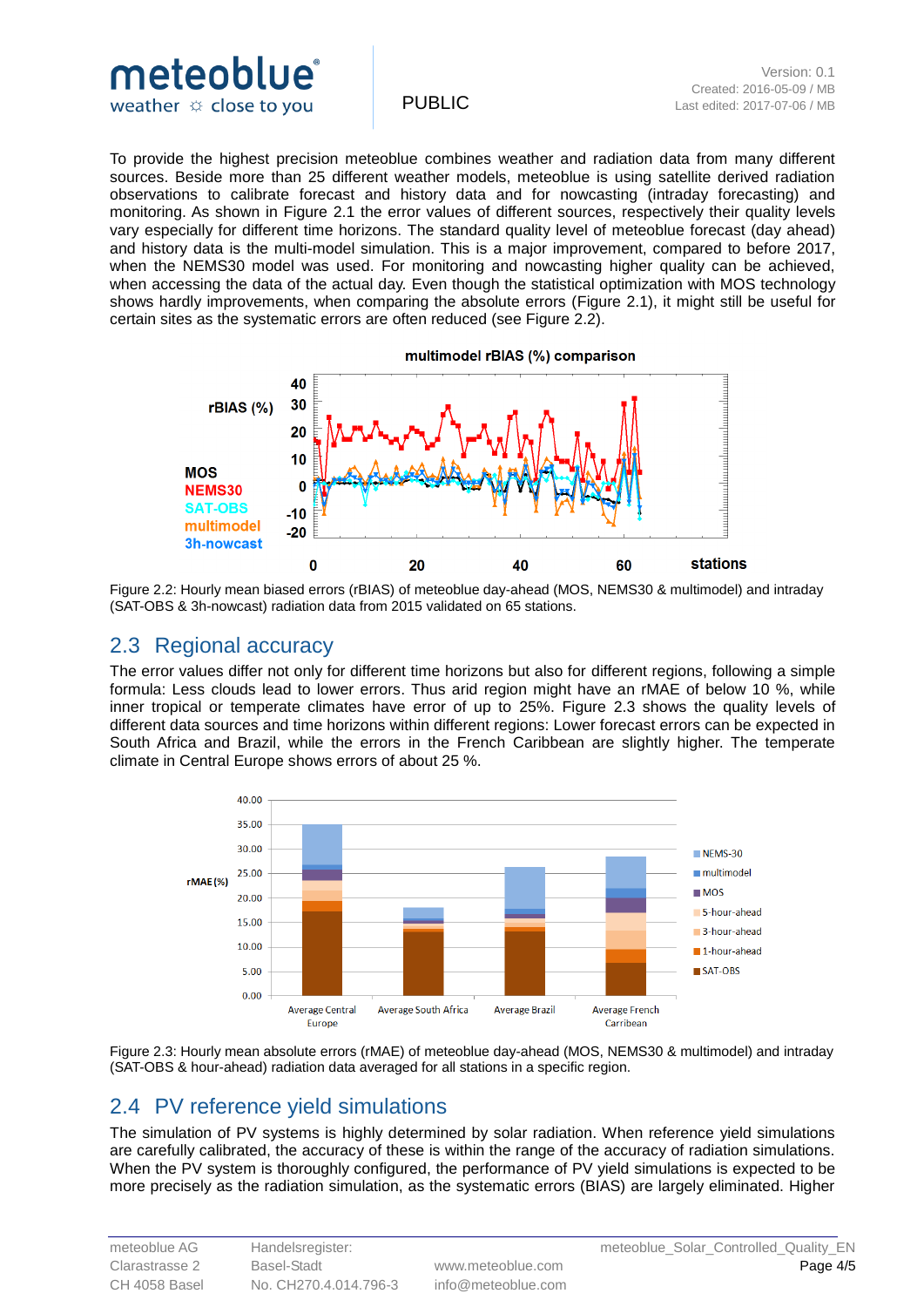To provide the highest precision meteoblue combines weather and radiation data from many different sources. Beside more than 25 different weather models, meteoblue is using satellite derived radiation observations to calibrate forecast and history data and for nowcasting (intraday forecasting) and monitoring. As shown in Figure 2.1 the error values of different sources, respectively their quality levels vary especially for different time horizons. The standard quality level of meteoblue forecast (day ahead) and history data is the multi-model simulation. This is a major improvement, compared to before 2017, when the NEMS30 model was used. For monitoring and nowcasting higher quality can be achieved, when accessing the data of the actual day. Even though the statistical optimization with MOS technology shows hardly improvements, when comparing the absolute errors (Figure 2.1), it might still be useful for certain sites as the systematic errors are often reduced (see Figure 2.2).

multimodel rBIAS (%) comparison

rBIAS (%)

40
30
20
10
0
-10
-20

MOS
NEMS30
SAT-OBS
multimodel
3h-nowcast

0
20
40
60
stations

Figure 2.2: Hourly mean biased errors (rBIAS) of meteoblue day-ahead (MOS, NEMS30 & multimodel) and intraday (SAT-OBS & 3h-nowcast) radiation data from 2015 validated on 65 stations.

## 2.3 Regional accuracy

The error values differ not only for different time horizons but also for different regions, following a simple formula: Less clouds lead to lower errors. Thus arid region might have an rMAE of below 10 %, while inner tropical or temperate climates have error of up to 25%. Figure 2.3 shows the quality levels of different data sources and time horizons within different regions: Lower forecast errors can be expected in South Africa and Brazil, while the errors in the French Caribbean are slightly higher. The temperate climate in Central Europe shows errors of about 25 %.

rMAE (%)

40.00
35.00
30.00
25.00
20.00
15.00
10.00
5.00
0.00

Average Central Europe
Average South Africa
Average Brazil
Average French Carribean

NEMS-30
multimodel
MOS
5-hour-ahead
3-hour-ahead
1-hour-ahead
SAT-OBS

Figure 2.3: Hourly mean absolute errors (rMAE) of meteoblue day-ahead (MOS, NEMS30 & multimodel) and intraday (SAT-OBS & hour-ahead) radiation data averaged for all stations in a specific region.

## 2.4 PV reference yield simulations

The simulation of PV systems is highly determined by solar radiation. When reference yield simulations are carefully calibrated, the accuracy of these is within the range of the accuracy of radiation simulations. When the PV system is thoroughly configured, the performance of PV yield simulations is expected to be more precisely as the radiation simulation, as the systematic errors (BIAS) are largely eliminated. Higher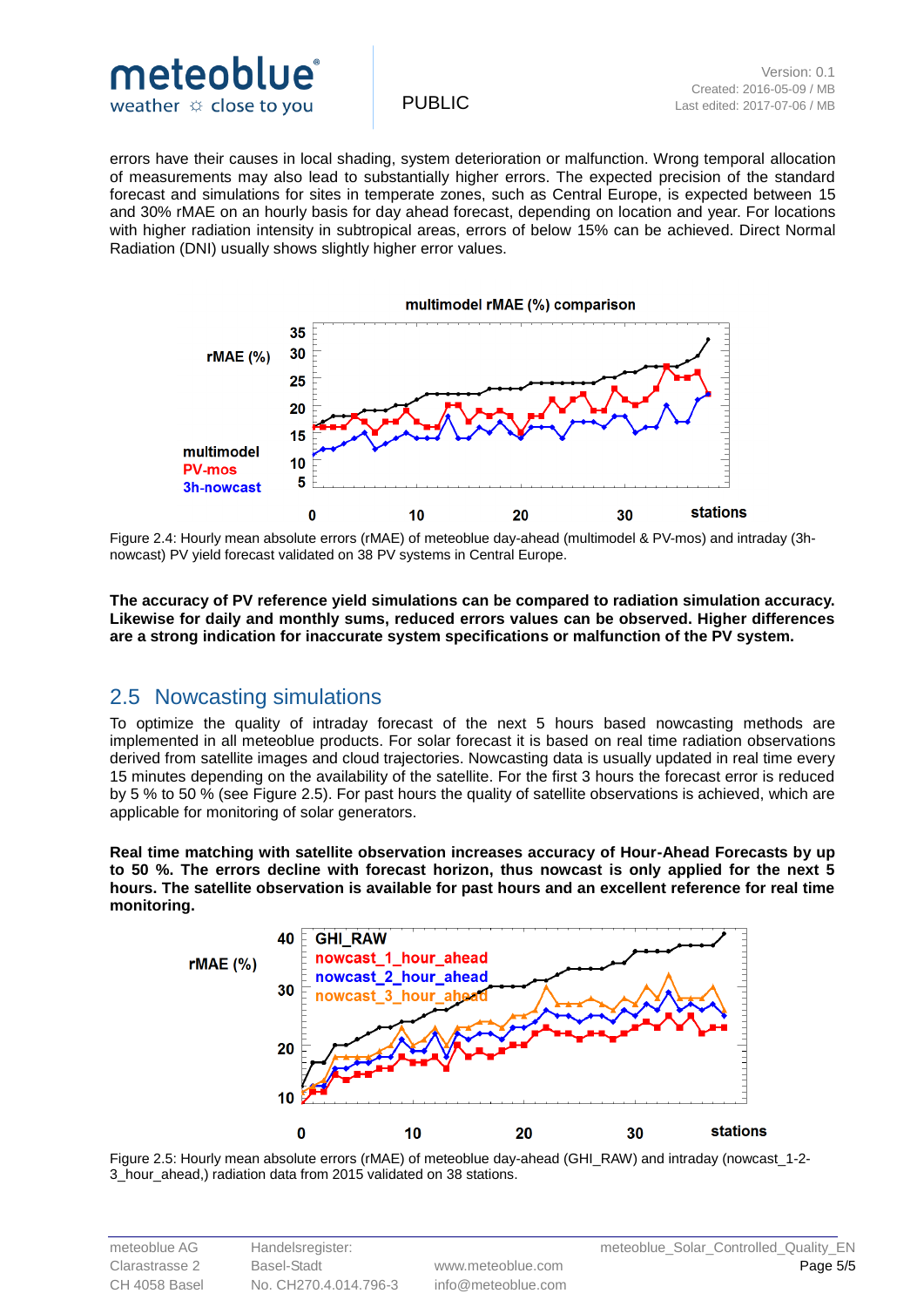errors have their causes in local shading, system deterioration or malfunction. Wrong temporal allocation of measurements may also lead to significantly higher errors. The expected precision of the standard forecast and simulations for sites in temperate zones, such as Central Europe, is expected between 15 and 30% rMAE on an hourly basis for day ahead forecast, depending on location and year. For locations with higher radiation intensity in subtropical areas, errors of below 15% can be achieved. Direct Normal Radiation (DNI) usually shows slightly higher error values.

multimodel rMAE (%) comparison

rMAE (%)

35
30
25
20
15
10
5

0
10
20
30
stations

multimodel
PV-mos
3h-nowcast

Figure 2.4: Hourly mean absolute errors (rMAE) of meteoblue day-ahead (multimodel & PV-mos) and intraday (3h-nowcast) PV yield forecast validated on 38 PV systems in Central Europe.

**The accuracy of PV reference yield simulations can be compared to radiation simulation accuracy. Likewise for daily and monthly sums, reduced errors values can be observed. Higher differences are a strong indication for inaccurate system specifications or malfunction of the PV system.**

## 2.5 Nowcasting simulations

To optimize the quality of intraday forecast of the next 5 hours based nowcasting methods are implemented in all meteoblue products. For solar forecast it is based on real time radiation observations derived from satellite images and cloud trajectories. Nowcasting data is usually updated in real time every 15 minutes depending on the availability of the satellite. For the first 3 hours the forecast error is reduced by 5 % to 50 % (see Figure 2.5). For past hours the quality of satellite observations is achieved, which are applicable for monitoring of solar generators.

**Real time matching with satellite observation increases accuracy of Hour-Ahead Forecasts by up to 50 %. The errors decline with forecast horizon, thus nowcast is only applied for the next 5 hours. The satellite observation is available for past hours and an excellent reference for real time monitoring.**

rMAE (%)

40
30
20
10

GHI_RAW
nowcast_1_hour_ahead
nowcast_2_hour_ahead
nowcast_3_hour_ahead

0
10
20
30
stations

Figure 2.5: Hourly mean absolute errors (rMAE) of meteoblue day-ahead (GHI_RAW) and intraday (nowcast_1-2-3_hour_ahead,) radiation data from 2015 validated on 38 stations.